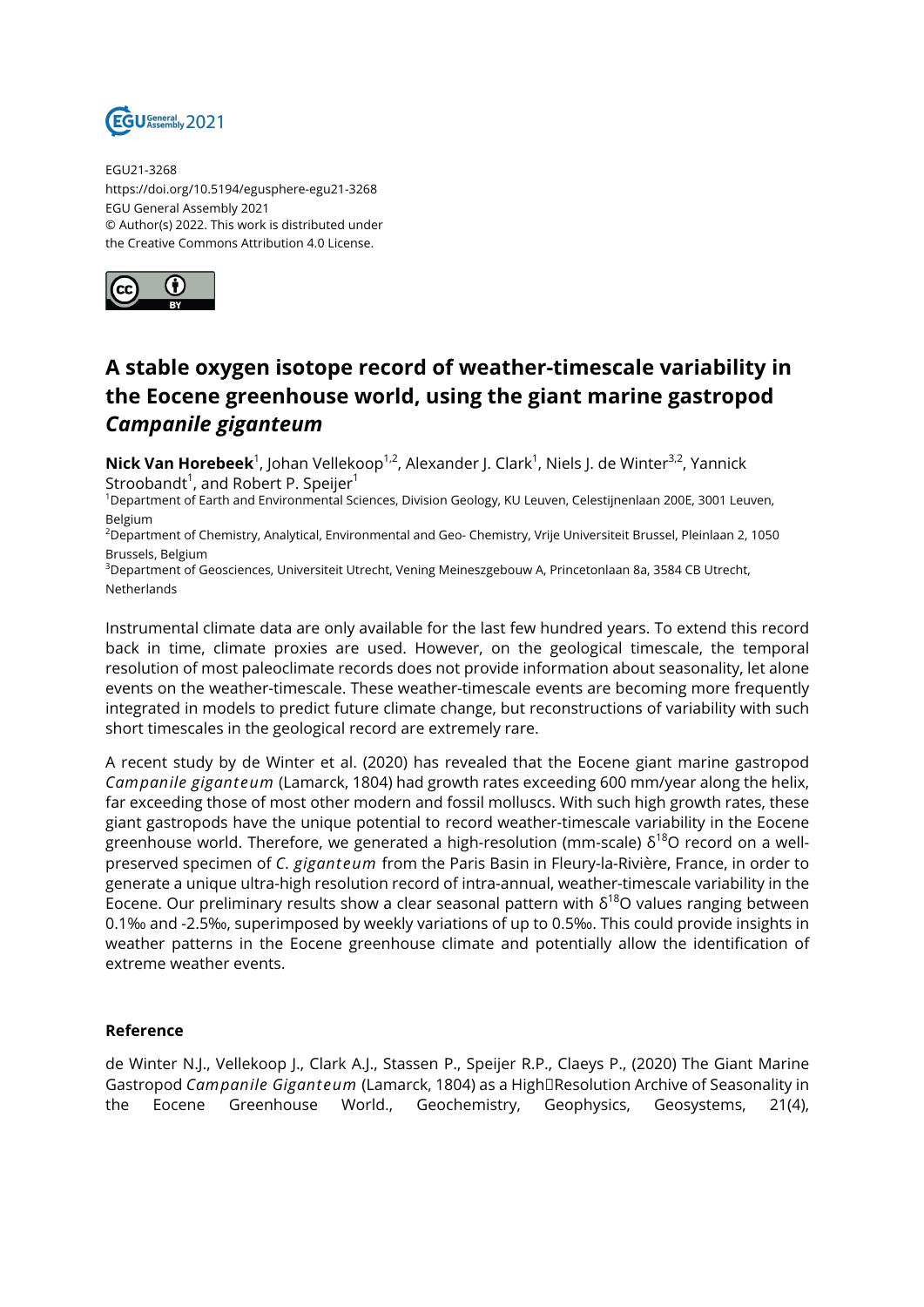EGU21-3268
https://doi.org/10.5194/egusphere-egu21-3268
EGU General Assembly 2021
© Author(s) 2022. This work is distributed under
the Creative Commons Attribution 4.0 License.

# A stable oxygen isotope record of weather-timescale variability in the Eocene greenhouse world, using the giant marine gastropod *Campanile giganteum*

**Nick Van Horebeek**[1], Johan Vellekoop[1,2], Alexander J. Clark[1], Niels J. de Winter[3,2], Yannick Stroobandt[1], and Robert P. Speijer[1]

[1]Department of Earth and Environmental Sciences, Division Geology, KU Leuven, Celestijnenlaan 200E, 3001 Leuven, Belgium
[2]Department of Chemistry, Analytical, Environmental and Geo- Chemistry, Vrije Universiteit Brussel, Pleinlaan 2, 1050 Brussels, Belgium
[3]Department of Geosciences, Universiteit Utrecht, Vening Meineszgebouw A, Princetonlaan 8a, 3584 CB Utrecht, Netherlands

Instrumental climate data are only available for the last few hundred years. To extend this record back in time, climate proxies are used. However, on the geological timescale, the temporal resolution of most paleoclimate records does not provide information about seasonality, let alone events on the weather-timescale. These weather-timescale events are becoming more frequently integrated in models to predict future climate change, but reconstructions of variability with such short timescales in the geological record are extremely rare.

A recent study by de Winter et al. (2020) has revealed that the Eocene giant marine gastropod *Campanile giganteum* (Lamarck, 1804) had growth rates exceeding 600 mm/year along the helix, far exceeding those of most other modern and fossil molluscs. With such high growth rates, these giant gastropods have the unique potential to record weather-timescale variability in the Eocene greenhouse world. Therefore, we generated a high-resolution (mm-scale) $\delta^{18}O$ record on a well-preserved specimen of *C. giganteum* from the Paris Basin in Fleury-la-Rivière, France, in order to generate a unique ultra-high resolution record of intra-annual, weather-timescale variability in the Eocene. Our preliminary results show a clear seasonal pattern with $\delta^{18}O$ values ranging between 0.1‰ and -2.5‰, superimposed by weekly variations of up to 0.5‰. This could provide insights in weather patterns in the Eocene greenhouse climate and potentially allow the identification of extreme weather events.

### Reference

de Winter N.J., Vellekoop J., Clark A.J., Stassen P., Speijer R.P., Claeys P., (2020) The Giant Marine Gastropod *Campanile Giganteum* (Lamarck, 1804) as a High‐Resolution Archive of Seasonality in the Eocene Greenhouse World., Geochemistry, Geophysics, Geosystems, 21(4),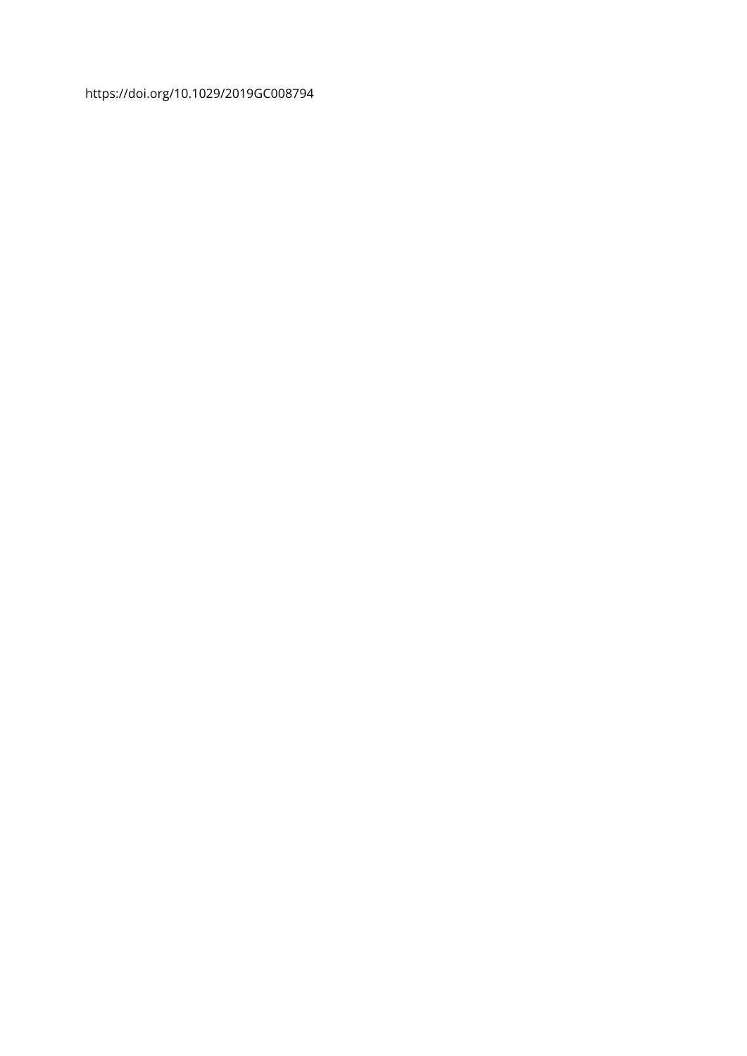https://doi.org/10.1029/2019GC008794